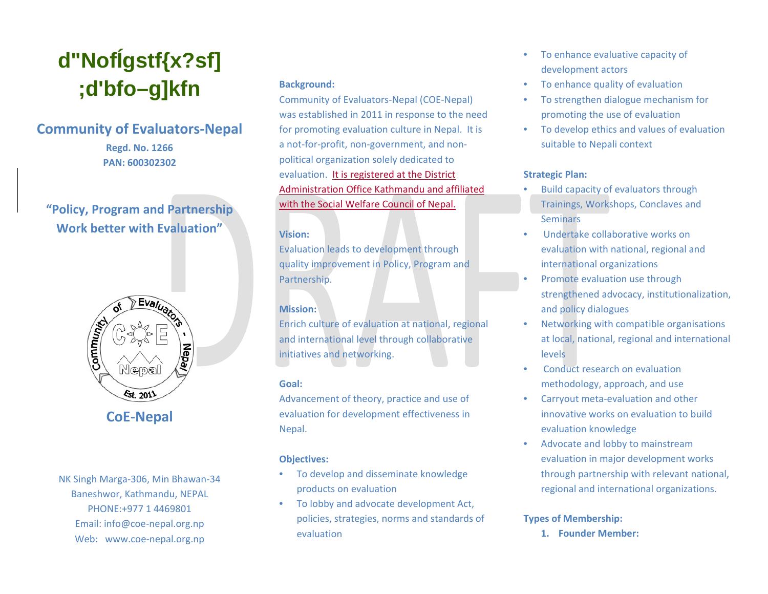# d"Noflgstf{x?sf] ;d'bfo–g]kfn

## Community of Evaluators-Nepal

**Regd. No. 1266**
**PAN: 600302302**

**"Policy, Program and Partnership Work better with Evaluation"**

**CoE-Nepal**

NK Singh Marga-306, Min Bhawan-34
Baneshwor, Kathmandu, NEPAL
PHONE:+977 1 4469801
Email: info@coe-nepal.org.np
Web: www.coe-nepal.org.np

**Background:**

Community of Evaluators-Nepal (COE-Nepal) was established in 2011 in response to the need for promoting evaluation culture in Nepal. It is a not-for-profit, non-government, and non-political organization solely dedicated to evaluation. It is registered at the District Administration Office Kathmandu and affiliated with the Social Welfare Council of Nepal.

**Vision:**

Evaluation leads to development through quality improvement in Policy, Program and Partnership.

**Mission:**

Enrich culture of evaluation at national, regional and international level through collaborative initiatives and networking.

**Goal:**

Advancement of theory, practice and use of evaluation for development effectiveness in Nepal.

**Objectives:**

- To develop and disseminate knowledge products on evaluation
- To lobby and advocate development Act, policies, strategies, norms and standards of evaluation
- To enhance evaluative capacity of development actors
- To enhance quality of evaluation
- To strengthen dialogue mechanism for promoting the use of evaluation
- To develop ethics and values of evaluation suitable to Nepali context

**Strategic Plan:**

- Build capacity of evaluators through Trainings, Workshops, Conclaves and Seminars
- Undertake collaborative works on evaluation with national, regional and international organizations
- Promote evaluation use through strengthened advocacy, institutionalization, and policy dialogues
- Networking with compatible organisations at local, national, regional and international levels
- Conduct research on evaluation methodology, approach, and use
- Carryout meta-evaluation and other innovative works on evaluation to build evaluation knowledge
- Advocate and lobby to mainstream evaluation in major development works through partnership with relevant national, regional and international organizations.

**Types of Membership:**

1. **Founder Member:**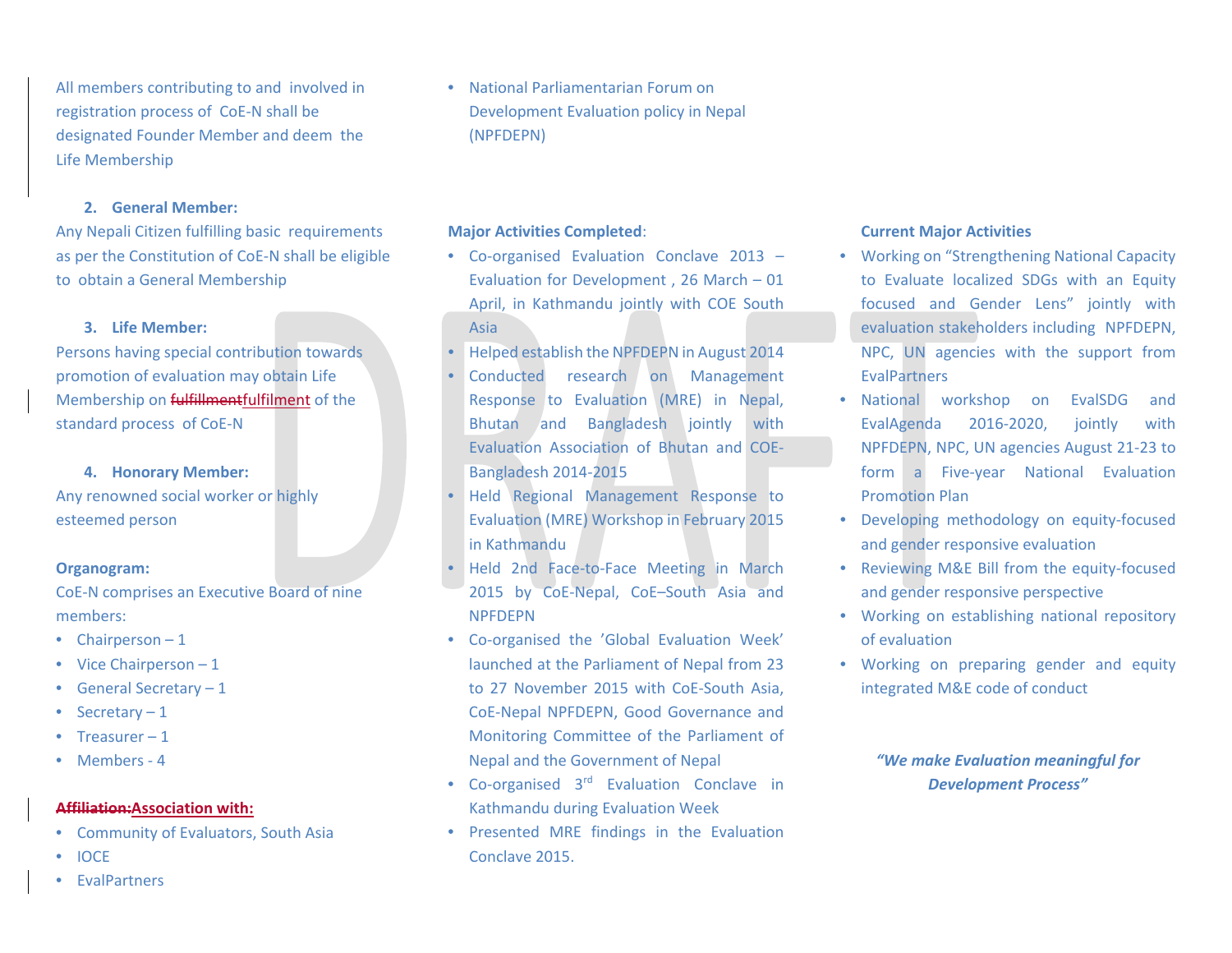All members contributing to and involved in registration process of CoE-N shall be designated Founder Member and deem the Life Membership

2. **General Member:**

Any Nepali Citizen fulfilling basic requirements as per the Constitution of CoE-N shall be eligible to obtain a General Membership

3. **Life Member:**

Persons having special contribution towards promotion of evaluation may obtain Life Membership on ~~fulfillment~~fulfilment of the standard process of CoE-N

4. **Honorary Member:**

Any renowned social worker or highly esteemed person

**Organogram:**

CoE-N comprises an Executive Board of nine members:

- Chairperson – 1
- Vice Chairperson – 1
- General Secretary – 1
- Secretary – 1
- Treasurer – 1
- Members - 4

**~~Affiliation:~~Association with:**

- Community of Evaluators, South Asia
- IOCE
- EvalPartners
- National Parliamentarian Forum on Development Evaluation policy in Nepal (NPFDEPN)

**Major Activities Completed**:

- Co-organised Evaluation Conclave 2013 – Evaluation for Development , 26 March – 01 April, in Kathmandu jointly with COE South Asia
- Helped establish the NPFDEPN in August 2014
- Conducted research on Management Response to Evaluation (MRE) in Nepal, Bhutan and Bangladesh jointly with Evaluation Association of Bhutan and COE-Bangladesh 2014-2015
- Held Regional Management Response to Evaluation (MRE) Workshop in February 2015 in Kathmandu
- Held 2nd Face-to-Face Meeting in March 2015 by CoE-Nepal, CoE–South Asia and NPFDEPN
- Co-organised the 'Global Evaluation Week' launched at the Parliament of Nepal from 23 to 27 November 2015 with CoE-South Asia, CoE-Nepal NPFDEPN, Good Governance and Monitoring Committee of the Parliament of Nepal and the Government of Nepal
- Co-organised 3rd Evaluation Conclave in Kathmandu during Evaluation Week
- Presented MRE findings in the Evaluation Conclave 2015.

**Current Major Activities**

- Working on "Strengthening National Capacity to Evaluate localized SDGs with an Equity focused and Gender Lens" jointly with evaluation stakeholders including NPFDEPN, NPC, UN agencies with the support from EvalPartners
- National workshop on EvalSDG and EvalAgenda 2016-2020, jointly with NPFDEPN, NPC, UN agencies August 21-23 to form a Five-year National Evaluation Promotion Plan
- Developing methodology on equity-focused and gender responsive evaluation
- Reviewing M&E Bill from the equity-focused and gender responsive perspective
- Working on establishing national repository of evaluation
- Working on preparing gender and equity integrated M&E code of conduct

***"We make Evaluation meaningful for Development Process"***